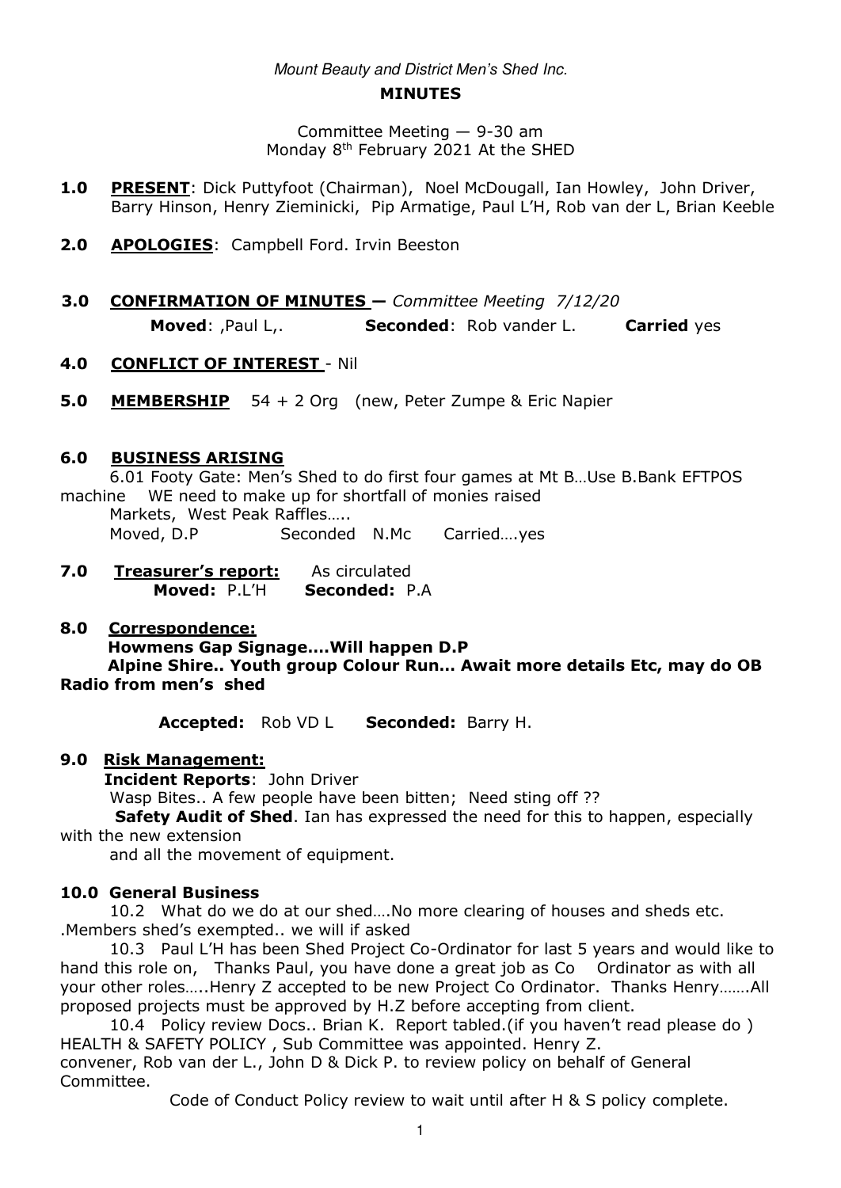*Mount Beauty and District Men's Shed Inc.*

**MINUTES**

Committee Meeting — 9-30 am
Monday 8th February 2021 At the SHED

**1.0 PRESENT**: Dick Puttyfoot (Chairman), Noel McDougall, Ian Howley, John Driver, Barry Hinson, Henry Zieminicki, Pip Armatige, Paul L'H, Rob van der L, Brian Keeble

**2.0 APOLOGIES**: Campbell Ford. Irvin Beeston

**3.0 CONFIRMATION OF MINUTES —** *Committee Meeting 7/12/20*

**Moved**: ,Paul L,. **Seconded**: Rob vander L. **Carried** yes

**4.0 CONFLICT OF INTEREST** - Nil

**5.0 MEMBERSHIP** 54 + 2 Org (new, Peter Zumpe & Eric Napier

**6.0 BUSINESS ARISING**

6.01 Footy Gate: Men's Shed to do first four games at Mt B…Use B.Bank EFTPOS machine WE need to make up for shortfall of monies raised
Markets, West Peak Raffles…..
Moved, D.P Seconded N.Mc Carried….yes

**7.0 Treasurer's report:** As circulated
**Moved:** P.L'H **Seconded:** P.A

**8.0 Correspondence:**

**Howmens Gap Signage….Will happen D.P**
**Alpine Shire.. Youth group Colour Run… Await more details Etc, may do OB Radio from men's shed**

**Accepted:** Rob VD L **Seconded:** Barry H.

**9.0 Risk Management:**

**Incident Reports**: John Driver
Wasp Bites.. A few people have been bitten; Need sting off ??
**Safety Audit of Shed**. Ian has expressed the need for this to happen, especially with the new extension
and all the movement of equipment.

**10.0 General Business**

10.2 What do we do at our shed….No more clearing of houses and sheds etc. .Members shed's exempted.. we will if asked

10.3 Paul L'H has been Shed Project Co-Ordinator for last 5 years and would like to hand this role on, Thanks Paul, you have done a great job as Co Ordinator as with all your other roles…..Henry Z accepted to be new Project Co Ordinator. Thanks Henry…….All proposed projects must be approved by H.Z before accepting from client.

10.4 Policy review Docs.. Brian K. Report tabled.(if you haven't read please do ) HEALTH & SAFETY POLICY , Sub Committee was appointed. Henry Z. convener, Rob van der L., John D & Dick P. to review policy on behalf of General Committee.

Code of Conduct Policy review to wait until after H & S policy complete.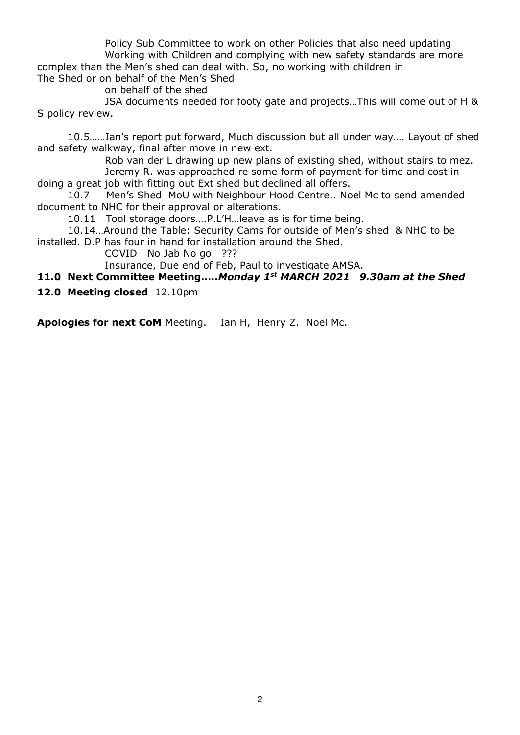Policy Sub Committee to work on other Policies that also need updating

Working with Children and complying with new safety standards are more complex than the Men's shed can deal with. So, no working with children in The Shed or on behalf of the Men's Shed

on behalf of the shed

JSA documents needed for footy gate and projects…This will come out of H & S policy review.

10.5……Ian's report put forward, Much discussion but all under way…. Layout of shed and safety walkway, final after move in new ext.

Rob van der L drawing up new plans of existing shed, without stairs to mez.

Jeremy R. was approached re some form of payment for time and cost in doing a great job with fitting out Ext shed but declined all offers.

10.7 Men's Shed MoU with Neighbour Hood Centre.. Noel Mc to send amended document to NHC for their approval or alterations.

10.11 Tool storage doors….P.L'H…leave as is for time being.

10.14…Around the Table: Security Cams for outside of Men's shed & NHC to be installed. D.P has four in hand for installation around the Shed.

COVID No Jab No go ???

Insurance, Due end of Feb, Paul to investigate AMSA.

**11.0 Next Committee Meeting…..*Monday 1st MARCH 2021 9.30am at the Shed***

**12.0 Meeting closed** 12.10pm

**Apologies for next CoM** Meeting. Ian H, Henry Z. Noel Mc.